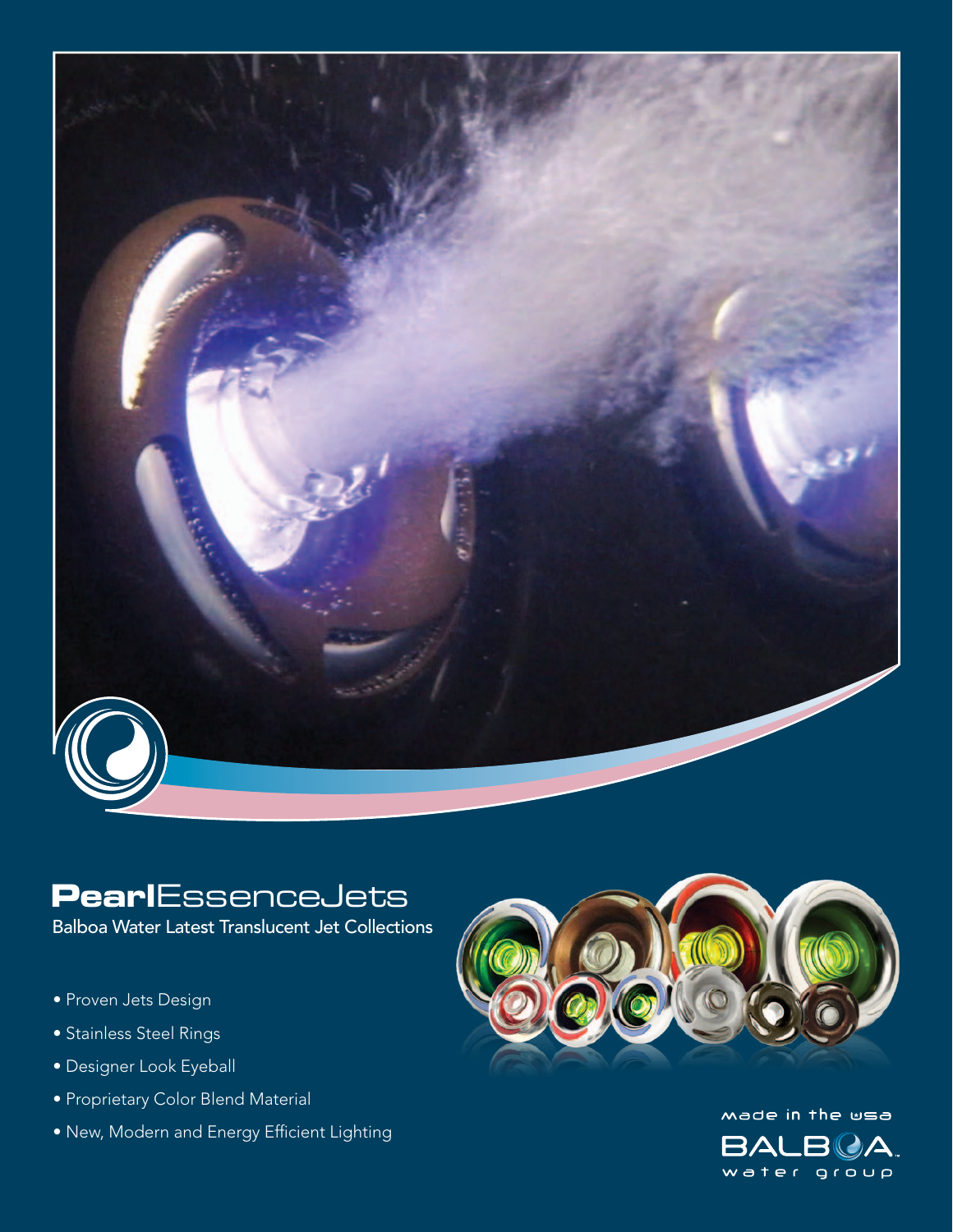# **Pearl**EssenceJets

Balboa Water Latest Translucent Jet Collections

- Proven Jets Design
- Stainless Steel Rings
- Designer Look Eyeball
- Proprietary Color Blend Material
- New, Modern and Energy Efficient Lighting

made in the usa

BALBOA water group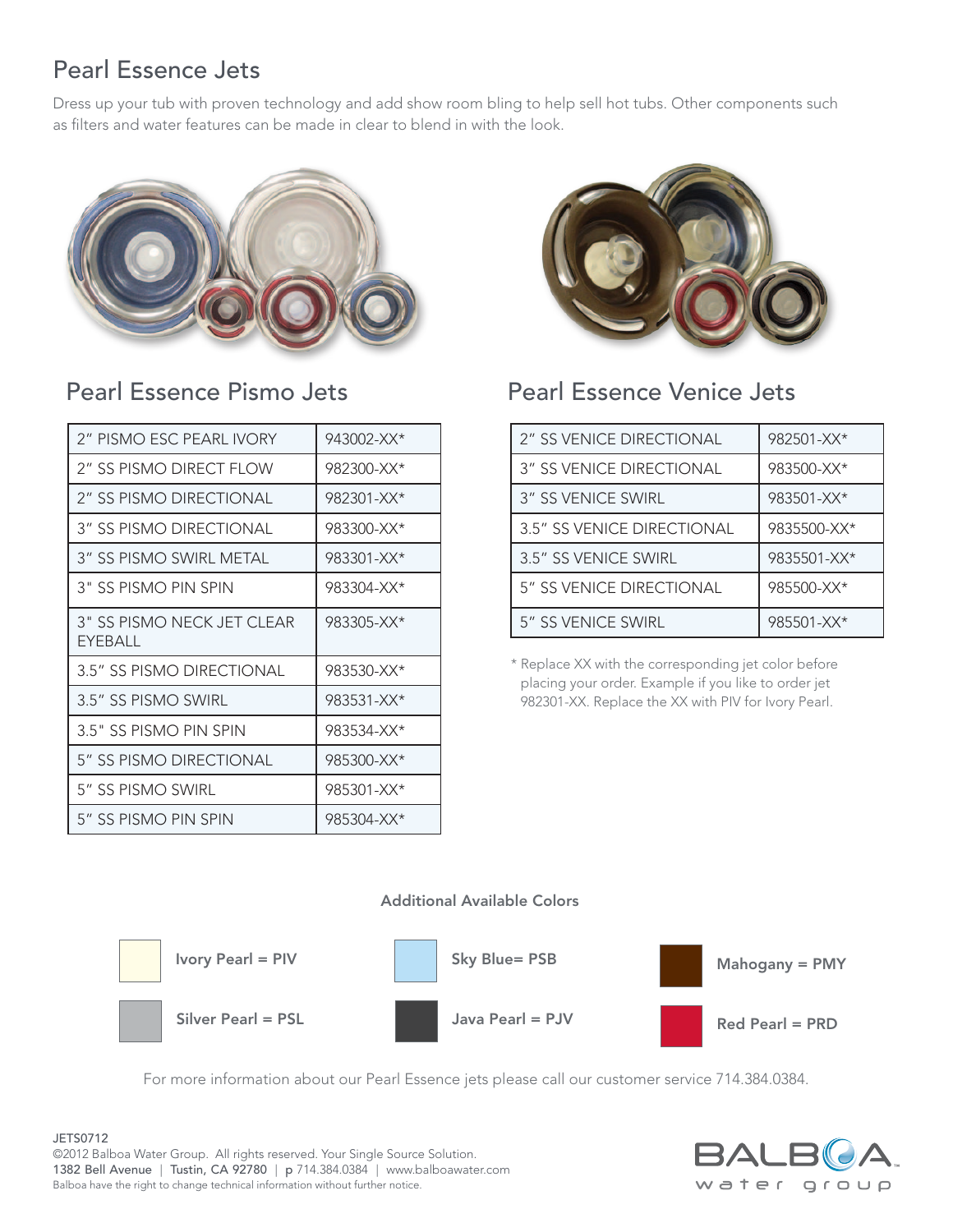# Pearl Essence Jets

Dress up your tub with proven technology and add show room bling to help sell hot tubs. Other components such as filters and water features can be made in clear to blend in with the look.

## Pearl Essence Pismo Jets

| | |
|---|---|
| 2" PISMO ESC PEARL IVORY | 943002-XX* |
| 2" SS PISMO DIRECT FLOW | 982300-XX* |
| 2" SS PISMO DIRECTIONAL | 982301-XX* |
| 3" SS PISMO DIRECTIONAL | 983300-XX* |
| 3" SS PISMO SWIRL METAL | 983301-XX* |
| 3" SS PISMO PIN SPIN | 983304-XX* |
| 3" SS PISMO NECK JET CLEAR EYEBALL | 983305-XX* |
| 3.5" SS PISMO DIRECTIONAL | 983530-XX* |
| 3.5" SS PISMO SWIRL | 983531-XX* |
| 3.5" SS PISMO PIN SPIN | 983534-XX* |
| 5" SS PISMO DIRECTIONAL | 985300-XX* |
| 5" SS PISMO SWIRL | 985301-XX* |
| 5" SS PISMO PIN SPIN | 985304-XX* |

## Pearl Essence Venice Jets

| | |
|---|---|
| 2" SS VENICE DIRECTIONAL | 982501-XX* |
| 3" SS VENICE DIRECTIONAL | 983500-XX* |
| 3" SS VENICE SWIRL | 983501-XX* |
| 3.5" SS VENICE DIRECTIONAL | 9835500-XX* |
| 3.5" SS VENICE SWIRL | 9835501-XX* |
| 5" SS VENICE DIRECTIONAL | 985500-XX* |
| 5" SS VENICE SWIRL | 985501-XX* |

* Replace XX with the corresponding jet color before placing your order. Example if you like to order jet 982301-XX. Replace the XX with PIV for Ivory Pearl.

### Additional Available Colors

- Ivory Pearl = PIV
- Silver Pearl = PSL
- Sky Blue= PSB
- Java Pearl = PJV
- Mahogany = PMY
- Red Pearl = PRD

For more information about our Pearl Essence jets please call our customer service 714.384.0384.

JETS0712
©2012 Balboa Water Group. All rights reserved. Your Single Source Solution.
1382 Bell Avenue | Tustin, CA 92780 | p 714.384.0384 | www.balboawater.com
Balboa have the right to change technical information without further notice.

BALBOA water group